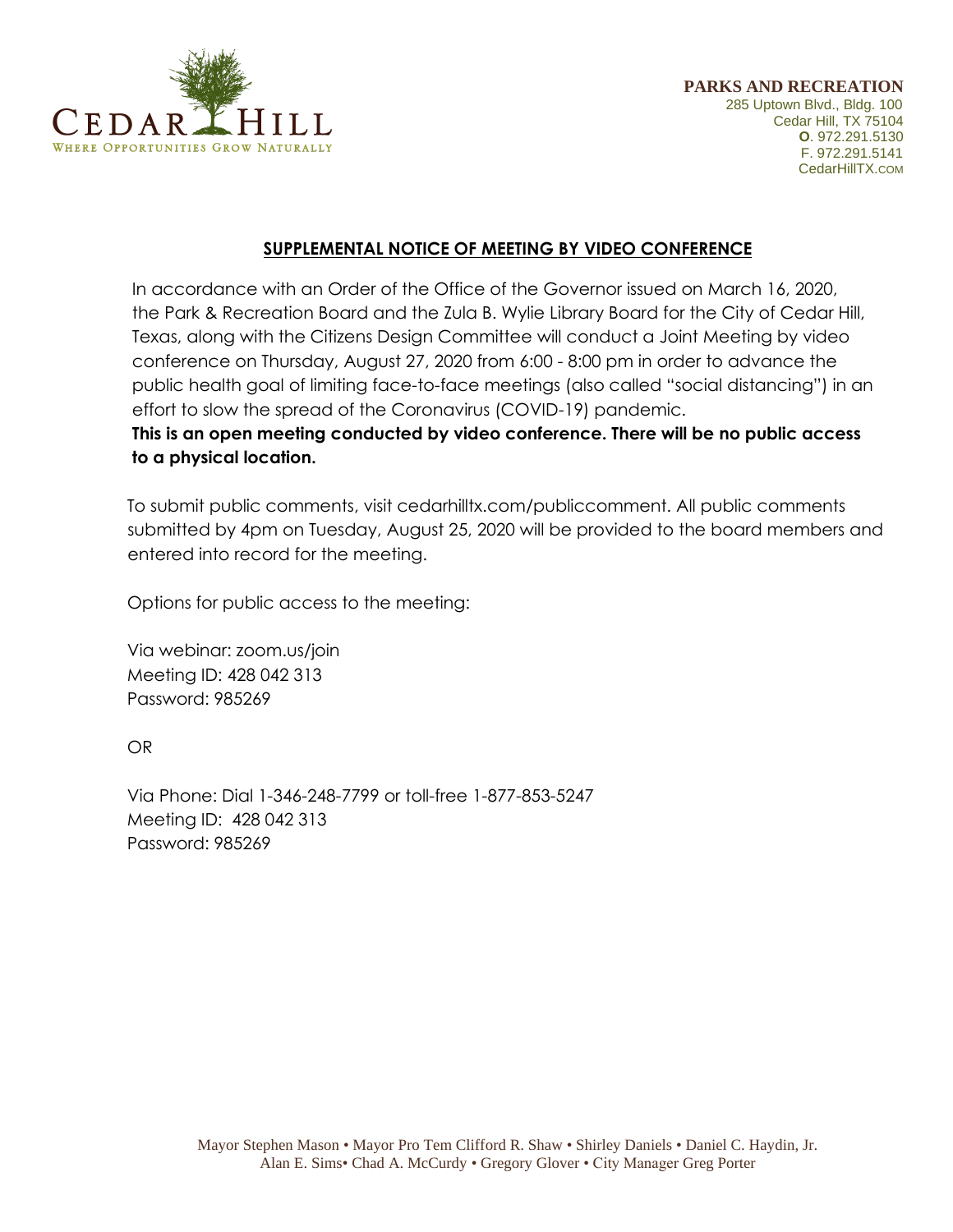CEDAR HILL
WHERE OPPORTUNITIES GROW NATURALLY

**PARKS AND RECREATION**
285 Uptown Blvd., Bldg. 100
Cedar Hill, TX 75104
**O**. 972.291.5130
F. 972.291.5141
CedarHillTX.COM

## SUPPLEMENTAL NOTICE OF MEETING BY VIDEO CONFERENCE

In accordance with an Order of the Office of the Governor issued on March 16, 2020, the Park & Recreation Board and the Zula B. Wylie Library Board for the City of Cedar Hill, Texas, along with the Citizens Design Committee will conduct a Joint Meeting by video conference on Thursday, August 27, 2020 from 6:00 - 8:00 pm in order to advance the public health goal of limiting face-to-face meetings (also called "social distancing") in an effort to slow the spread of the Coronavirus (COVID-19) pandemic.

**This is an open meeting conducted by video conference. There will be no public access to a physical location.**

To submit public comments, visit cedarhilltx.com/publiccomment. All public comments submitted by 4pm on Tuesday, August 25, 2020 will be provided to the board members and entered into record for the meeting.

Options for public access to the meeting:

Via webinar: zoom.us/join
Meeting ID: 428 042 313
Password: 985269

OR

Via Phone: Dial 1-346-248-7799 or toll-free 1-877-853-5247
Meeting ID: 428 042 313
Password: 985269

Mayor Stephen Mason • Mayor Pro Tem Clifford R. Shaw • Shirley Daniels • Daniel C. Haydin, Jr.
Alan E. Sims• Chad A. McCurdy • Gregory Glover • City Manager Greg Porter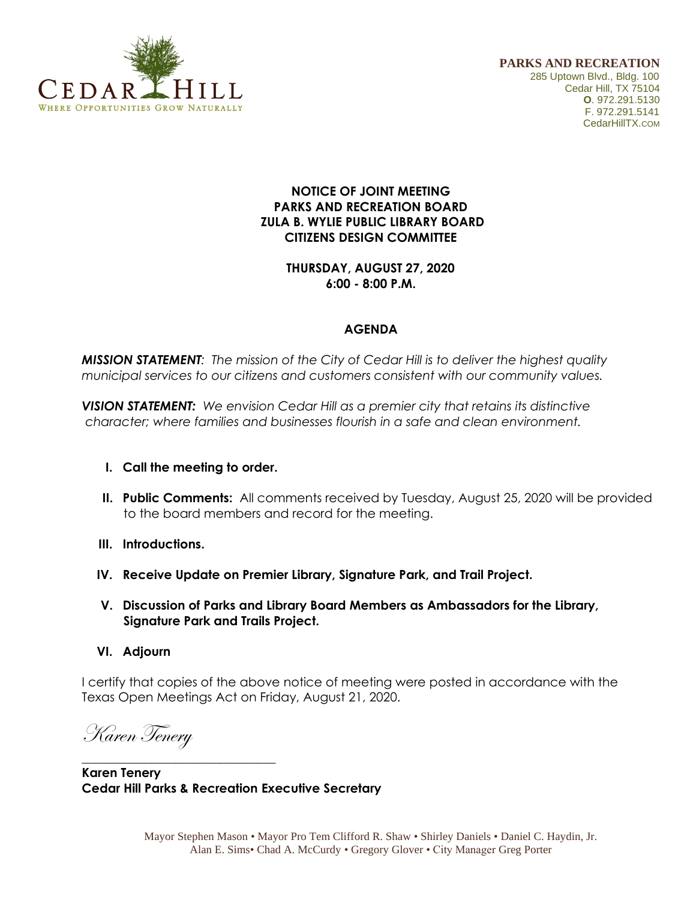**PARKS AND RECREATION**
285 Uptown Blvd., Bldg. 100
Cedar Hill, TX 75104
**O**. 972.291.5130
F. 972.291.5141
CedarHillTX.com

**NOTICE OF JOINT MEETING**
**PARKS AND RECREATION BOARD**
**ZULA B. WYLIE PUBLIC LIBRARY BOARD**
**CITIZENS DESIGN COMMITTEE**

**THURSDAY, AUGUST 27, 2020**
**6:00 - 8:00 P.M.**

## AGENDA

***MISSION STATEMENT**: The mission of the City of Cedar Hill is to deliver the highest quality municipal services to our citizens and customers consistent with our community values.*

***VISION STATEMENT:** We envision Cedar Hill as a premier city that retains its distinctive character; where families and businesses flourish in a safe and clean environment.*

I. **Call the meeting to order.**

II. **Public Comments:** All comments received by Tuesday, August 25, 2020 will be provided to the board members and record for the meeting.

III. **Introductions.**

IV. **Receive Update on Premier Library, Signature Park, and Trail Project.**

V. **Discussion of Parks and Library Board Members as Ambassadors for the Library, Signature Park and Trails Project.**

VI. **Adjourn**

I certify that copies of the above notice of meeting were posted in accordance with the Texas Open Meetings Act on Friday, August 21, 2020.

*Karen Tenery*

______________________________

**Karen Tenery**
**Cedar Hill Parks & Recreation Executive Secretary**

Mayor Stephen Mason • Mayor Pro Tem Clifford R. Shaw • Shirley Daniels • Daniel C. Haydin, Jr.
Alan E. Sims• Chad A. McCurdy • Gregory Glover • City Manager Greg Porter